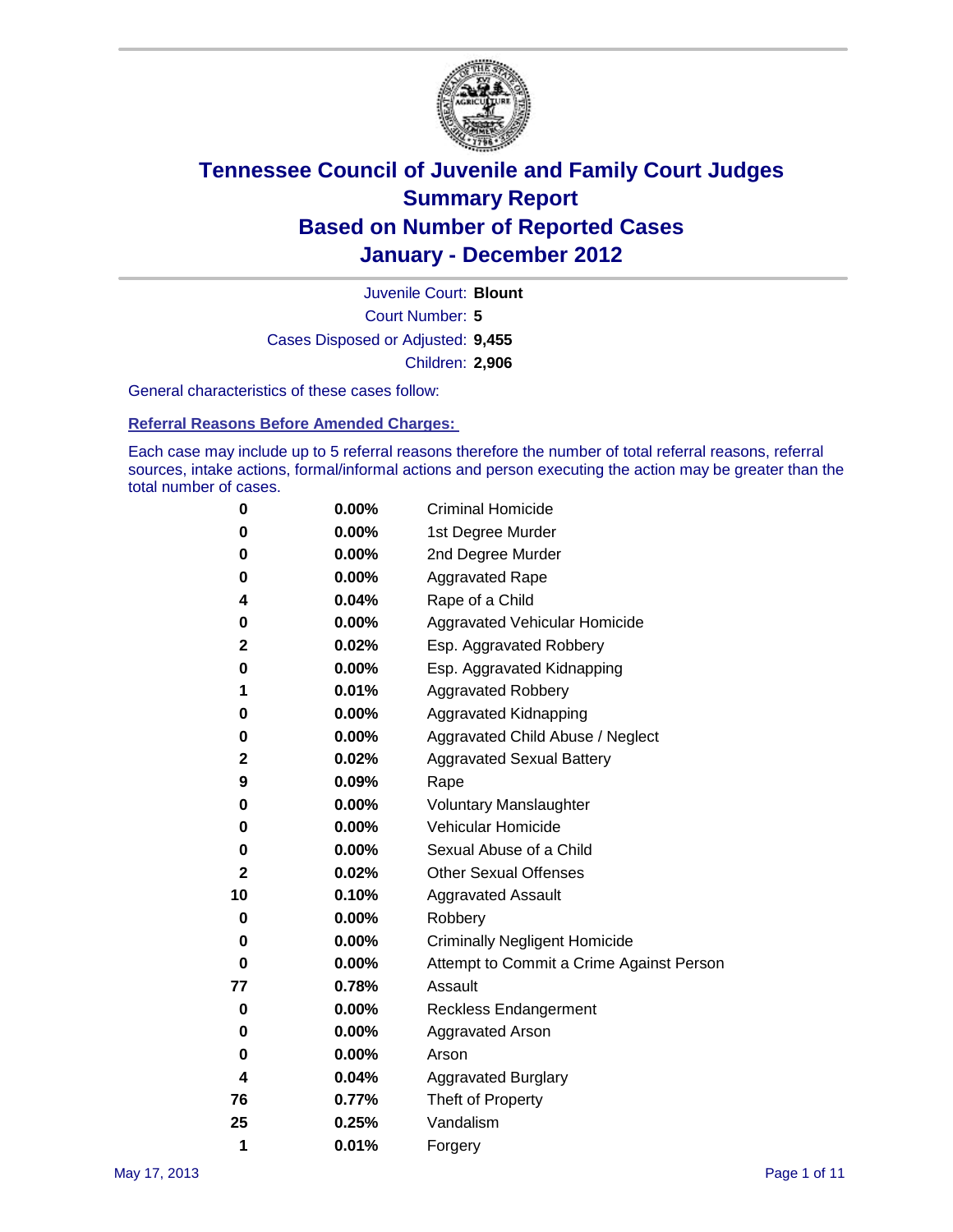# Tennessee Council of Juvenile and Family Court Judges
## Summary Report
## Based on Number of Reported Cases
## January - December 2012

Juvenile Court: **Blount**
Court Number: **5**
Cases Disposed or Adjusted: **9,455**
Children: **2,906**

General characteristics of these cases follow:

### Referral Reasons Before Amended Charges:

Each case may include up to 5 referral reasons therefore the number of total referral reasons, referral sources, intake actions, formal/informal actions and person executing the action may be greater than the total number of cases.

| | | |
|---|---|---|
| 0 | 0.00% | Criminal Homicide |
| 0 | 0.00% | 1st Degree Murder |
| 0 | 0.00% | 2nd Degree Murder |
| 0 | 0.00% | Aggravated Rape |
| 4 | 0.04% | Rape of a Child |
| 0 | 0.00% | Aggravated Vehicular Homicide |
| 2 | 0.02% | Esp. Aggravated Robbery |
| 0 | 0.00% | Esp. Aggravated Kidnapping |
| 1 | 0.01% | Aggravated Robbery |
| 0 | 0.00% | Aggravated Kidnapping |
| 0 | 0.00% | Aggravated Child Abuse / Neglect |
| 2 | 0.02% | Aggravated Sexual Battery |
| 9 | 0.09% | Rape |
| 0 | 0.00% | Voluntary Manslaughter |
| 0 | 0.00% | Vehicular Homicide |
| 0 | 0.00% | Sexual Abuse of a Child |
| 2 | 0.02% | Other Sexual Offenses |
| 10 | 0.10% | Aggravated Assault |
| 0 | 0.00% | Robbery |
| 0 | 0.00% | Criminally Negligent Homicide |
| 0 | 0.00% | Attempt to Commit a Crime Against Person |
| 77 | 0.78% | Assault |
| 0 | 0.00% | Reckless Endangerment |
| 0 | 0.00% | Aggravated Arson |
| 0 | 0.00% | Arson |
| 4 | 0.04% | Aggravated Burglary |
| 76 | 0.77% | Theft of Property |
| 25 | 0.25% | Vandalism |
| 1 | 0.01% | Forgery |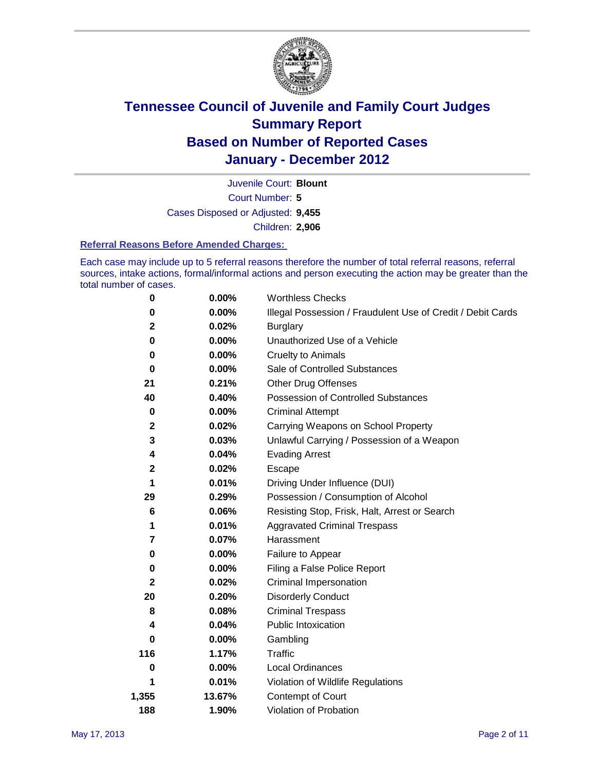# Tennessee Council of Juvenile and Family Court Judges
# Summary Report
# Based on Number of Reported Cases
# January - December 2012

Juvenile Court: **Blount**
Court Number: **5**
Cases Disposed or Adjusted: **9,455**
Children: **2,906**

### Referral Reasons Before Amended Charges:

Each case may include up to 5 referral reasons therefore the number of total referral reasons, referral sources, intake actions, formal/informal actions and person executing the action may be greater than the total number of cases.

| | | |
|---|---|---|
| 0 | 0.00% | Worthless Checks |
| 0 | 0.00% | Illegal Possession / Fraudulent Use of Credit / Debit Cards |
| 2 | 0.02% | Burglary |
| 0 | 0.00% | Unauthorized Use of a Vehicle |
| 0 | 0.00% | Cruelty to Animals |
| 0 | 0.00% | Sale of Controlled Substances |
| 21 | 0.21% | Other Drug Offenses |
| 40 | 0.40% | Possession of Controlled Substances |
| 0 | 0.00% | Criminal Attempt |
| 2 | 0.02% | Carrying Weapons on School Property |
| 3 | 0.03% | Unlawful Carrying / Possession of a Weapon |
| 4 | 0.04% | Evading Arrest |
| 2 | 0.02% | Escape |
| 1 | 0.01% | Driving Under Influence (DUI) |
| 29 | 0.29% | Possession / Consumption of Alcohol |
| 6 | 0.06% | Resisting Stop, Frisk, Halt, Arrest or Search |
| 1 | 0.01% | Aggravated Criminal Trespass |
| 7 | 0.07% | Harassment |
| 0 | 0.00% | Failure to Appear |
| 0 | 0.00% | Filing a False Police Report |
| 2 | 0.02% | Criminal Impersonation |
| 20 | 0.20% | Disorderly Conduct |
| 8 | 0.08% | Criminal Trespass |
| 4 | 0.04% | Public Intoxication |
| 0 | 0.00% | Gambling |
| 116 | 1.17% | Traffic |
| 0 | 0.00% | Local Ordinances |
| 1 | 0.01% | Violation of Wildlife Regulations |
| 1,355 | 13.67% | Contempt of Court |
| 188 | 1.90% | Violation of Probation |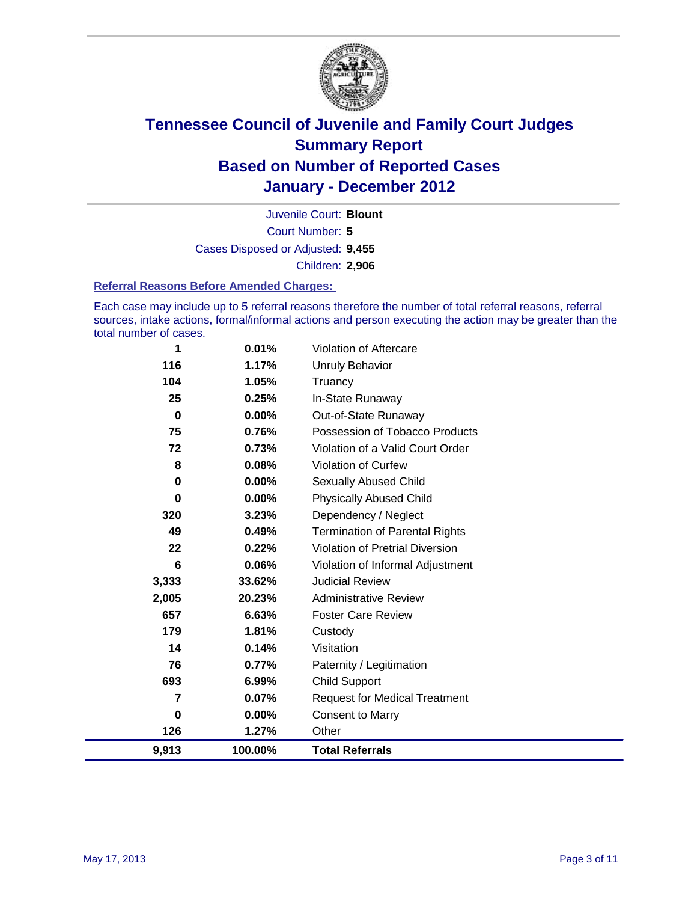# Tennessee Council of Juvenile and Family Court Judges
# Summary Report
# Based on Number of Reported Cases
# January - December 2012

Juvenile Court: **Blount**

Court Number: **5**

Cases Disposed or Adjusted: **9,455**

Children: **2,906**

### Referral Reasons Before Amended Charges:

Each case may include up to 5 referral reasons therefore the number of total referral reasons, referral sources, intake actions, formal/informal actions and person executing the action may be greater than the total number of cases.

| Count | Percent | Referral Reason |
|---|---|---|
| 1 | 0.01% | Violation of Aftercare |
| 116 | 1.17% | Unruly Behavior |
| 104 | 1.05% | Truancy |
| 25 | 0.25% | In-State Runaway |
| 0 | 0.00% | Out-of-State Runaway |
| 75 | 0.76% | Possession of Tobacco Products |
| 72 | 0.73% | Violation of a Valid Court Order |
| 8 | 0.08% | Violation of Curfew |
| 0 | 0.00% | Sexually Abused Child |
| 0 | 0.00% | Physically Abused Child |
| 320 | 3.23% | Dependency / Neglect |
| 49 | 0.49% | Termination of Parental Rights |
| 22 | 0.22% | Violation of Pretrial Diversion |
| 6 | 0.06% | Violation of Informal Adjustment |
| 3,333 | 33.62% | Judicial Review |
| 2,005 | 20.23% | Administrative Review |
| 657 | 6.63% | Foster Care Review |
| 179 | 1.81% | Custody |
| 14 | 0.14% | Visitation |
| 76 | 0.77% | Paternity / Legitimation |
| 693 | 6.99% | Child Support |
| 7 | 0.07% | Request for Medical Treatment |
| 0 | 0.00% | Consent to Marry |
| 126 | 1.27% | Other |
| **9,913** | **100.00%** | **Total Referrals** |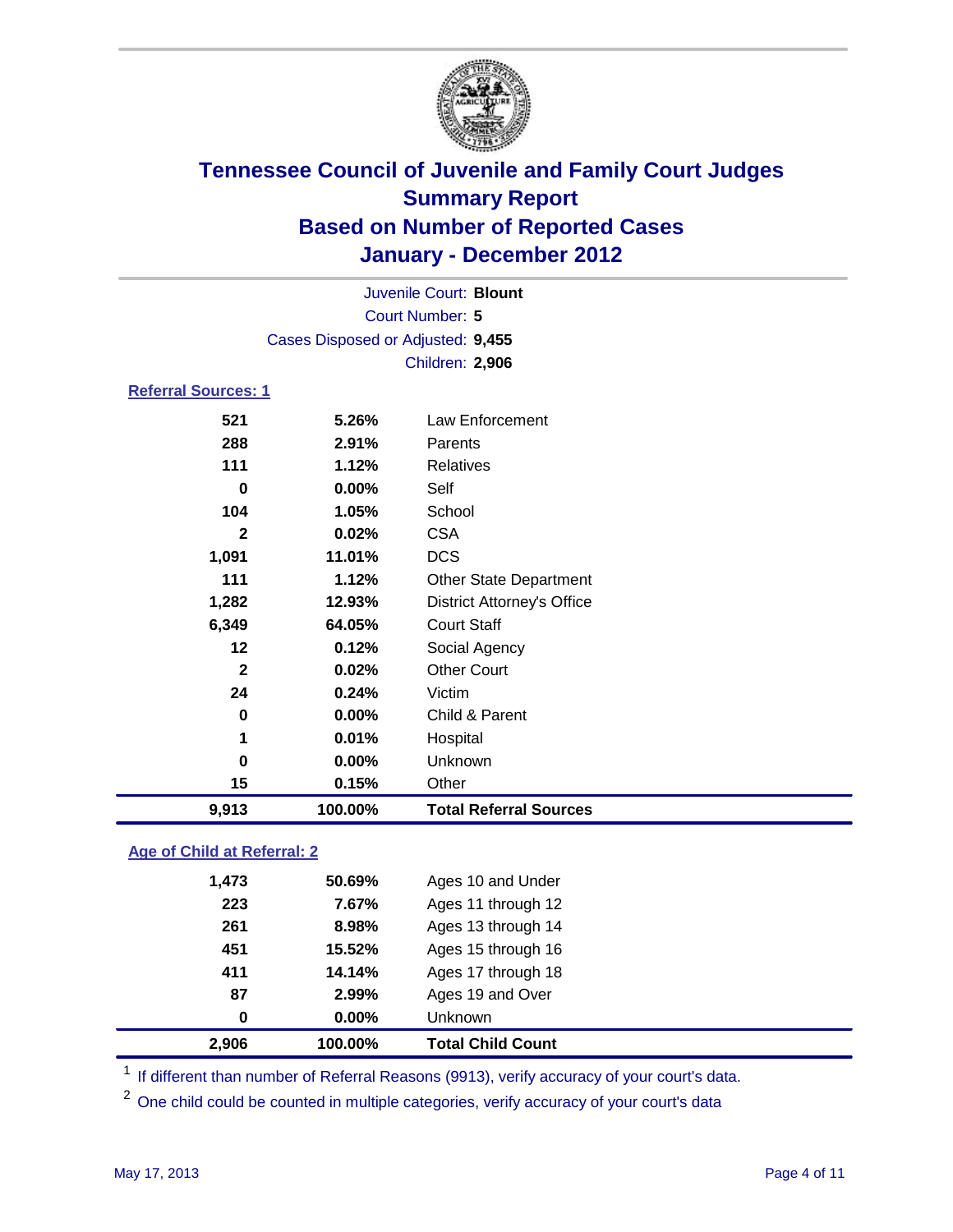# Tennessee Council of Juvenile and Family Court Judges
## Summary Report
## Based on Number of Reported Cases
## January - December 2012

Juvenile Court: **Blount**
Court Number: **5**
Cases Disposed or Adjusted: **9,455**
Children: **2,906**

### Referral Sources: 1

| Count | Percent | Source |
|---|---|---|
| 521 | 5.26% | Law Enforcement |
| 288 | 2.91% | Parents |
| 111 | 1.12% | Relatives |
| 0 | 0.00% | Self |
| 104 | 1.05% | School |
| 2 | 0.02% | CSA |
| 1,091 | 11.01% | DCS |
| 111 | 1.12% | Other State Department |
| 1,282 | 12.93% | District Attorney's Office |
| 6,349 | 64.05% | Court Staff |
| 12 | 0.12% | Social Agency |
| 2 | 0.02% | Other Court |
| 24 | 0.24% | Victim |
| 0 | 0.00% | Child & Parent |
| 1 | 0.01% | Hospital |
| 0 | 0.00% | Unknown |
| 15 | 0.15% | Other |
| **9,913** | **100.00%** | **Total Referral Sources** |

### Age of Child at Referral: 2

| Count | Percent | Age |
|---|---|---|
| 1,473 | 50.69% | Ages 10 and Under |
| 223 | 7.67% | Ages 11 through 12 |
| 261 | 8.98% | Ages 13 through 14 |
| 451 | 15.52% | Ages 15 through 16 |
| 411 | 14.14% | Ages 17 through 18 |
| 87 | 2.99% | Ages 19 and Over |
| 0 | 0.00% | Unknown |
| **2,906** | **100.00%** | **Total Child Count** |

[1] If different than number of Referral Reasons (9913), verify accuracy of your court's data.

[2] One child could be counted in multiple categories, verify accuracy of your court's data

May 17, 2013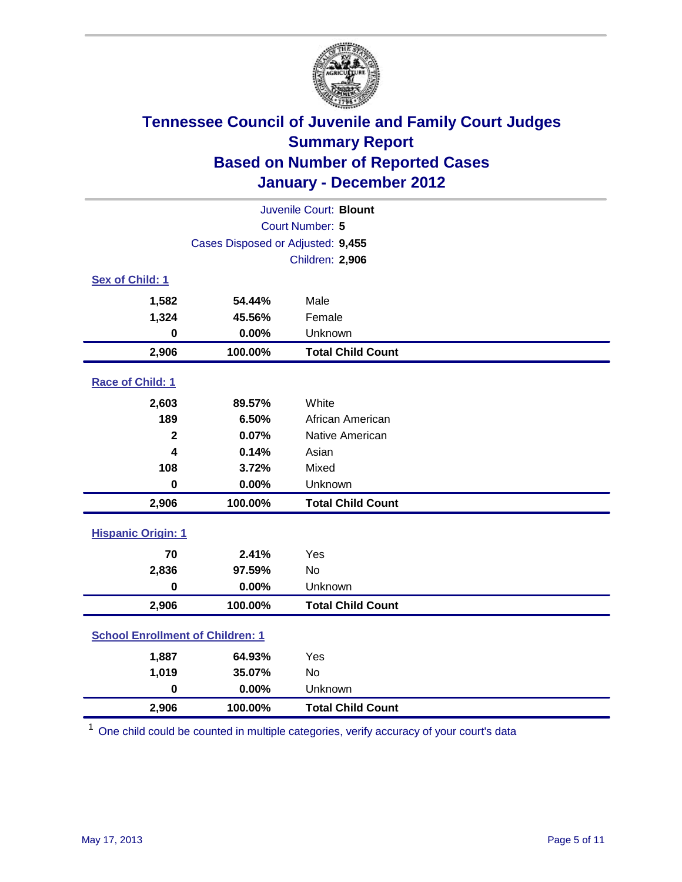# Tennessee Council of Juvenile and Family Court Judges
## Summary Report
## Based on Number of Reported Cases
## January - December 2012

Juvenile Court: **Blount**
Court Number: **5**
Cases Disposed or Adjusted: **9,455**
Children: **2,906**

### Sex of Child: 1

| | | |
|---|---|---|
| **1,582** | **54.44%** | Male |
| **1,324** | **45.56%** | Female |
| **0** | **0.00%** | Unknown |
| **2,906** | **100.00%** | **Total Child Count** |

### Race of Child: 1

| | | |
|---|---|---|
| **2,603** | **89.57%** | White |
| **189** | **6.50%** | African American |
| **2** | **0.07%** | Native American |
| **4** | **0.14%** | Asian |
| **108** | **3.72%** | Mixed |
| **0** | **0.00%** | Unknown |
| **2,906** | **100.00%** | **Total Child Count** |

### Hispanic Origin: 1

| | | |
|---|---|---|
| **70** | **2.41%** | Yes |
| **2,836** | **97.59%** | No |
| **0** | **0.00%** | Unknown |
| **2,906** | **100.00%** | **Total Child Count** |

### School Enrollment of Children: 1

| | | |
|---|---|---|
| **1,887** | **64.93%** | Yes |
| **1,019** | **35.07%** | No |
| **0** | **0.00%** | Unknown |
| **2,906** | **100.00%** | **Total Child Count** |

[1] One child could be counted in multiple categories, verify accuracy of your court's data

May 17, 2013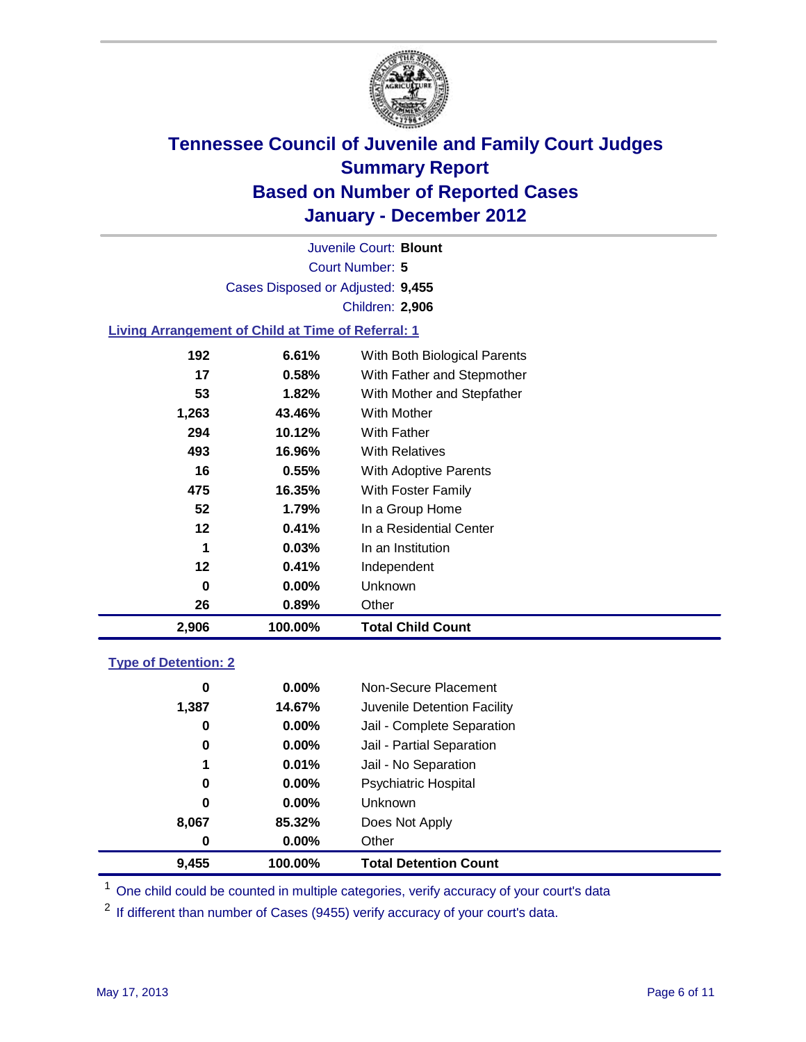# Tennessee Council of Juvenile and Family Court Judges
## Summary Report
## Based on Number of Reported Cases
## January - December 2012

Juvenile Court: **Blount**
Court Number: **5**
Cases Disposed or Adjusted: **9,455**
Children: **2,906**

### Living Arrangement of Child at Time of Referral: 1

| Count | Percent | Category |
|---|---|---|
| 192 | 6.61% | With Both Biological Parents |
| 17 | 0.58% | With Father and Stepmother |
| 53 | 1.82% | With Mother and Stepfather |
| 1,263 | 43.46% | With Mother |
| 294 | 10.12% | With Father |
| 493 | 16.96% | With Relatives |
| 16 | 0.55% | With Adoptive Parents |
| 475 | 16.35% | With Foster Family |
| 52 | 1.79% | In a Group Home |
| 12 | 0.41% | In a Residential Center |
| 1 | 0.03% | In an Institution |
| 12 | 0.41% | Independent |
| 0 | 0.00% | Unknown |
| 26 | 0.89% | Other |
| **2,906** | **100.00%** | **Total Child Count** |

### Type of Detention: 2

| Count | Percent | Category |
|---|---|---|
| 0 | 0.00% | Non-Secure Placement |
| 1,387 | 14.67% | Juvenile Detention Facility |
| 0 | 0.00% | Jail - Complete Separation |
| 0 | 0.00% | Jail - Partial Separation |
| 1 | 0.01% | Jail - No Separation |
| 0 | 0.00% | Psychiatric Hospital |
| 0 | 0.00% | Unknown |
| 8,067 | 85.32% | Does Not Apply |
| 0 | 0.00% | Other |
| **9,455** | **100.00%** | **Total Detention Count** |

[1] One child could be counted in multiple categories, verify accuracy of your court's data

[2] If different than number of Cases (9455) verify accuracy of your court's data.

May 17, 2013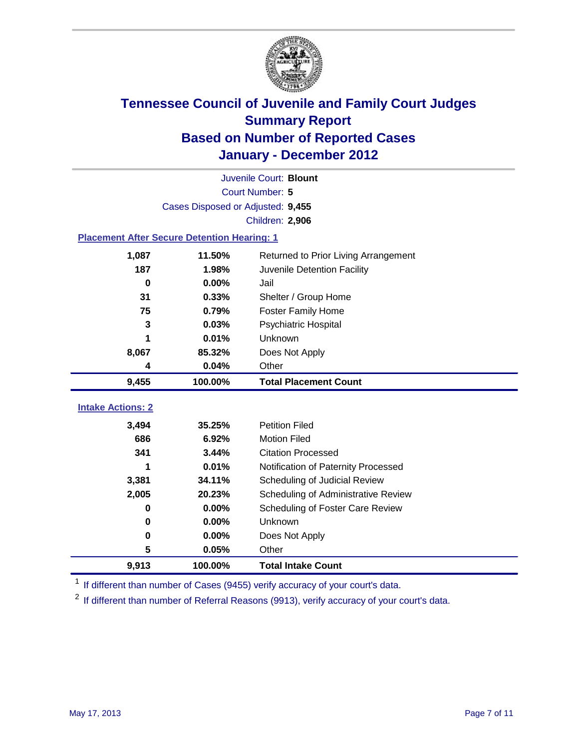# Tennessee Council of Juvenile and Family Court Judges
## Summary Report
## Based on Number of Reported Cases
## January - December 2012

Juvenile Court: **Blount**
Court Number: **5**
Cases Disposed or Adjusted: **9,455**
Children: **2,906**

### Placement After Secure Detention Hearing: 1

| | | |
|---|---|---|
| 1,087 | 11.50% | Returned to Prior Living Arrangement |
| 187 | 1.98% | Juvenile Detention Facility |
| 0 | 0.00% | Jail |
| 31 | 0.33% | Shelter / Group Home |
| 75 | 0.79% | Foster Family Home |
| 3 | 0.03% | Psychiatric Hospital |
| 1 | 0.01% | Unknown |
| 8,067 | 85.32% | Does Not Apply |
| 4 | 0.04% | Other |
| **9,455** | **100.00%** | **Total Placement Count** |

### Intake Actions: 2

| | | |
|---|---|---|
| 3,494 | 35.25% | Petition Filed |
| 686 | 6.92% | Motion Filed |
| 341 | 3.44% | Citation Processed |
| 1 | 0.01% | Notification of Paternity Processed |
| 3,381 | 34.11% | Scheduling of Judicial Review |
| 2,005 | 20.23% | Scheduling of Administrative Review |
| 0 | 0.00% | Scheduling of Foster Care Review |
| 0 | 0.00% | Unknown |
| 0 | 0.00% | Does Not Apply |
| 5 | 0.05% | Other |
| **9,913** | **100.00%** | **Total Intake Count** |

[1] If different than number of Cases (9455) verify accuracy of your court's data.

[2] If different than number of Referral Reasons (9913), verify accuracy of your court's data.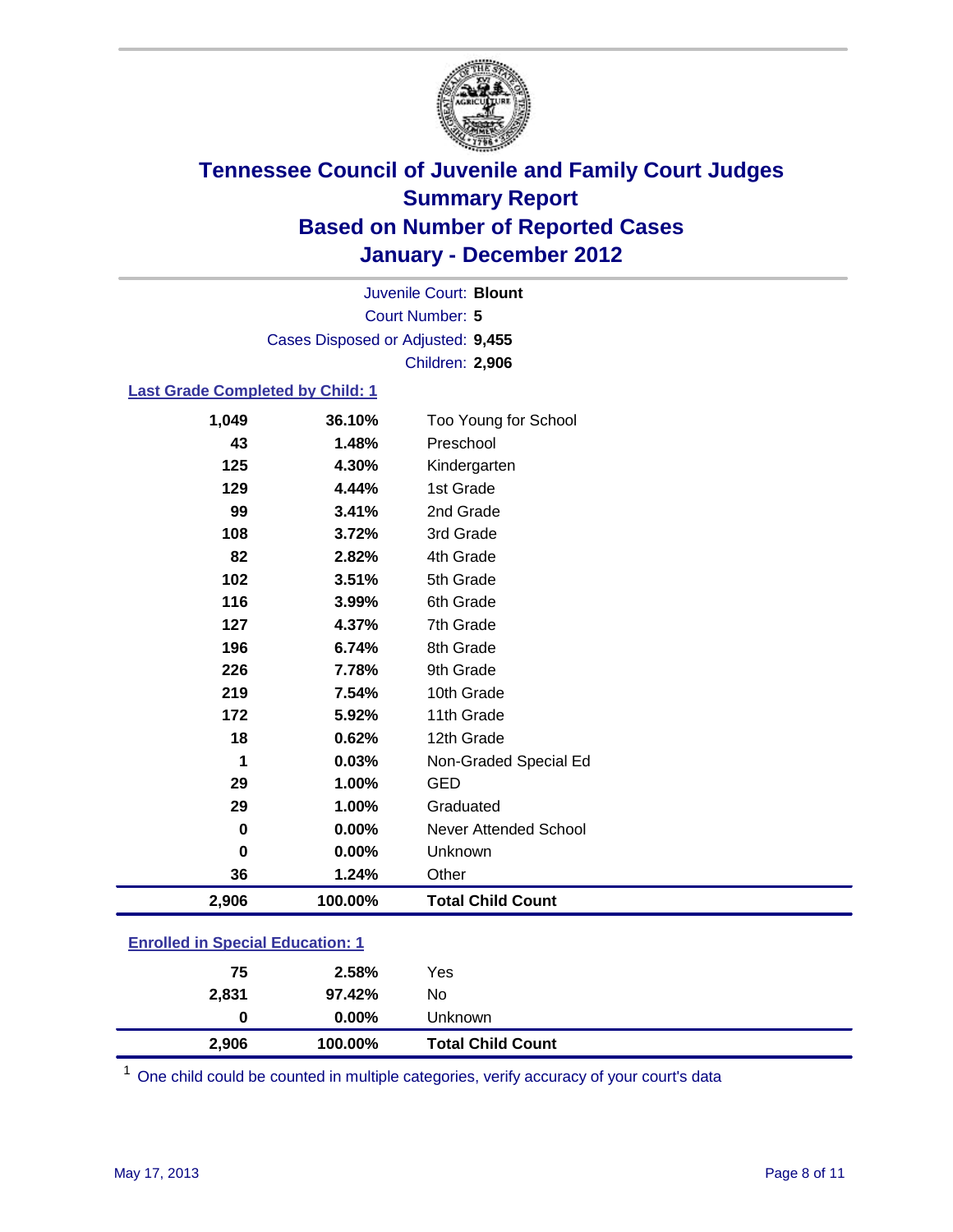# Tennessee Council of Juvenile and Family Court Judges
# Summary Report
# Based on Number of Reported Cases
# January - December 2012

Juvenile Court: **Blount**
Court Number: **5**
Cases Disposed or Adjusted: **9,455**
Children: **2,906**

### Last Grade Completed by Child: 1

| Count | Percent | Category |
|---|---|---|
| 1,049 | 36.10% | Too Young for School |
| 43 | 1.48% | Preschool |
| 125 | 4.30% | Kindergarten |
| 129 | 4.44% | 1st Grade |
| 99 | 3.41% | 2nd Grade |
| 108 | 3.72% | 3rd Grade |
| 82 | 2.82% | 4th Grade |
| 102 | 3.51% | 5th Grade |
| 116 | 3.99% | 6th Grade |
| 127 | 4.37% | 7th Grade |
| 196 | 6.74% | 8th Grade |
| 226 | 7.78% | 9th Grade |
| 219 | 7.54% | 10th Grade |
| 172 | 5.92% | 11th Grade |
| 18 | 0.62% | 12th Grade |
| 1 | 0.03% | Non-Graded Special Ed |
| 29 | 1.00% | GED |
| 29 | 1.00% | Graduated |
| 0 | 0.00% | Never Attended School |
| 0 | 0.00% | Unknown |
| 36 | 1.24% | Other |
| **2,906** | **100.00%** | **Total Child Count** |

### Enrolled in Special Education: 1

| Count | Percent | Category |
|---|---|---|
| 75 | 2.58% | Yes |
| 2,831 | 97.42% | No |
| 0 | 0.00% | Unknown |
| **2,906** | **100.00%** | **Total Child Count** |

[1] One child could be counted in multiple categories, verify accuracy of your court's data

May 17, 2013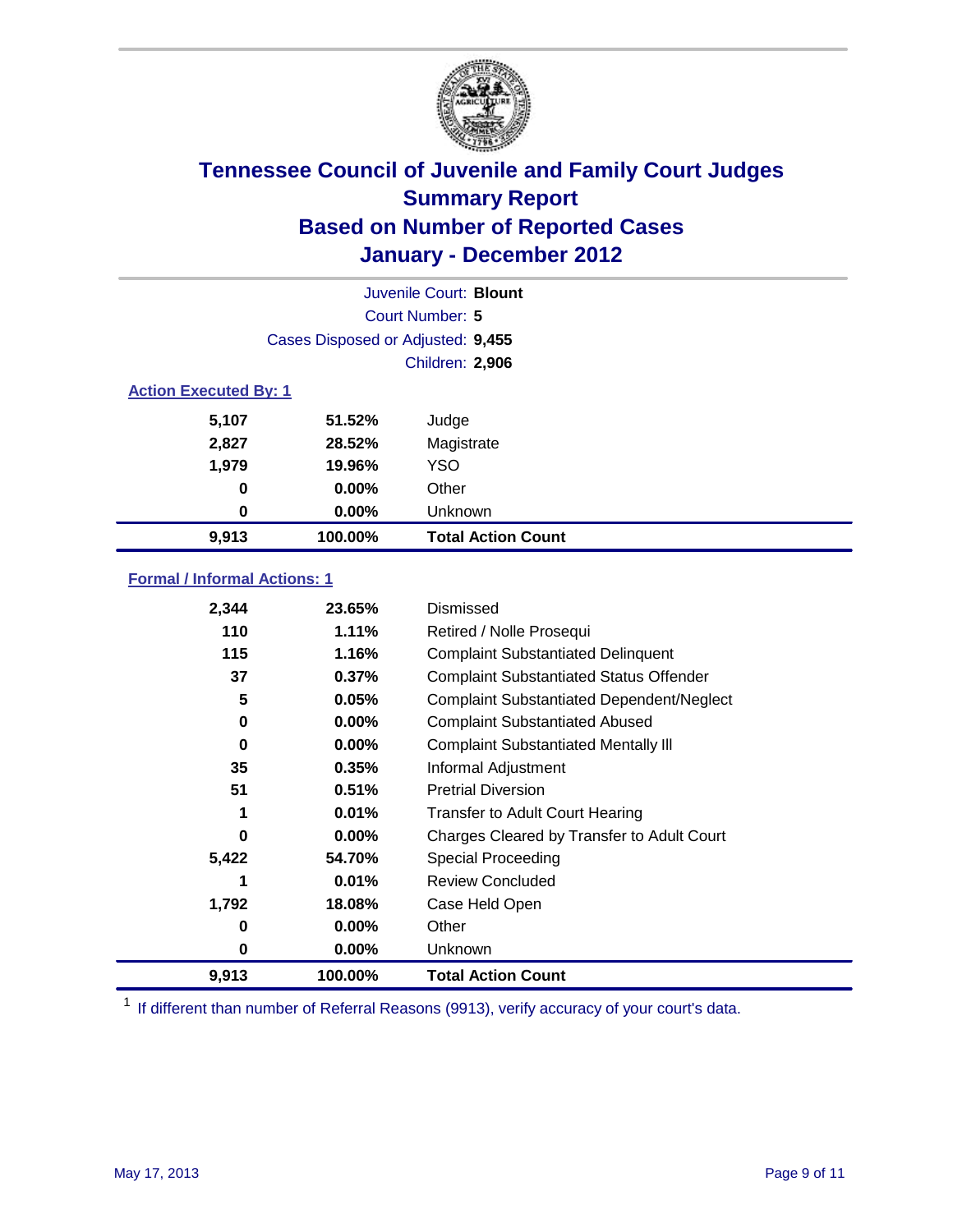# Tennessee Council of Juvenile and Family Court Judges
## Summary Report
## Based on Number of Reported Cases
## January - December 2012

Juvenile Court: **Blount**
Court Number: **5**
Cases Disposed or Adjusted: **9,455**
Children: **2,906**

### Action Executed By: 1

| | | |
|---|---|---|
| 5,107 | 51.52% | Judge |
| 2,827 | 28.52% | Magistrate |
| 1,979 | 19.96% | YSO |
| 0 | 0.00% | Other |
| 0 | 0.00% | Unknown |
| **9,913** | **100.00%** | **Total Action Count** |

### Formal / Informal Actions: 1

| | | |
|---|---|---|
| 2,344 | 23.65% | Dismissed |
| 110 | 1.11% | Retired / Nolle Prosequi |
| 115 | 1.16% | Complaint Substantiated Delinquent |
| 37 | 0.37% | Complaint Substantiated Status Offender |
| 5 | 0.05% | Complaint Substantiated Dependent/Neglect |
| 0 | 0.00% | Complaint Substantiated Abused |
| 0 | 0.00% | Complaint Substantiated Mentally Ill |
| 35 | 0.35% | Informal Adjustment |
| 51 | 0.51% | Pretrial Diversion |
| 1 | 0.01% | Transfer to Adult Court Hearing |
| 0 | 0.00% | Charges Cleared by Transfer to Adult Court |
| 5,422 | 54.70% | Special Proceeding |
| 1 | 0.01% | Review Concluded |
| 1,792 | 18.08% | Case Held Open |
| 0 | 0.00% | Other |
| 0 | 0.00% | Unknown |
| **9,913** | **100.00%** | **Total Action Count** |

[1] If different than number of Referral Reasons (9913), verify accuracy of your court's data.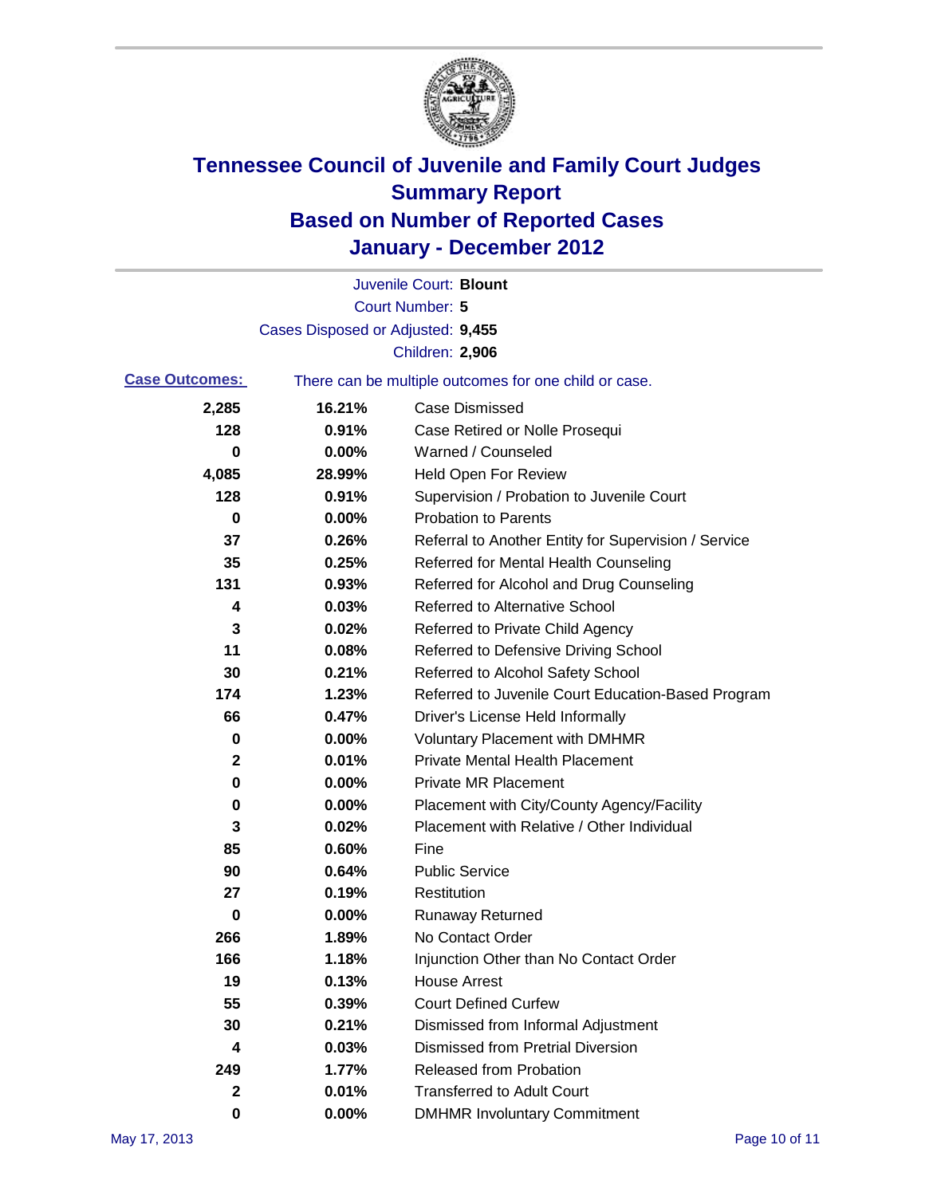# Tennessee Council of Juvenile and Family Court Judges
## Summary Report
## Based on Number of Reported Cases
## January - December 2012

Juvenile Court: **Blount**
Court Number: **5**
Cases Disposed or Adjusted: **9,455**
Children: **2,906**

**Case Outcomes:** There can be multiple outcomes for one child or case.

| | | |
|---|---|---|
| 2,285 | 16.21% | Case Dismissed |
| 128 | 0.91% | Case Retired or Nolle Prosequi |
| 0 | 0.00% | Warned / Counseled |
| 4,085 | 28.99% | Held Open For Review |
| 128 | 0.91% | Supervision / Probation to Juvenile Court |
| 0 | 0.00% | Probation to Parents |
| 37 | 0.26% | Referral to Another Entity for Supervision / Service |
| 35 | 0.25% | Referred for Mental Health Counseling |
| 131 | 0.93% | Referred for Alcohol and Drug Counseling |
| 4 | 0.03% | Referred to Alternative School |
| 3 | 0.02% | Referred to Private Child Agency |
| 11 | 0.08% | Referred to Defensive Driving School |
| 30 | 0.21% | Referred to Alcohol Safety School |
| 174 | 1.23% | Referred to Juvenile Court Education-Based Program |
| 66 | 0.47% | Driver's License Held Informally |
| 0 | 0.00% | Voluntary Placement with DMHMR |
| 2 | 0.01% | Private Mental Health Placement |
| 0 | 0.00% | Private MR Placement |
| 0 | 0.00% | Placement with City/County Agency/Facility |
| 3 | 0.02% | Placement with Relative / Other Individual |
| 85 | 0.60% | Fine |
| 90 | 0.64% | Public Service |
| 27 | 0.19% | Restitution |
| 0 | 0.00% | Runaway Returned |
| 266 | 1.89% | No Contact Order |
| 166 | 1.18% | Injunction Other than No Contact Order |
| 19 | 0.13% | House Arrest |
| 55 | 0.39% | Court Defined Curfew |
| 30 | 0.21% | Dismissed from Informal Adjustment |
| 4 | 0.03% | Dismissed from Pretrial Diversion |
| 249 | 1.77% | Released from Probation |
| 2 | 0.01% | Transferred to Adult Court |
| 0 | 0.00% | DMHMR Involuntary Commitment |

May 17, 2013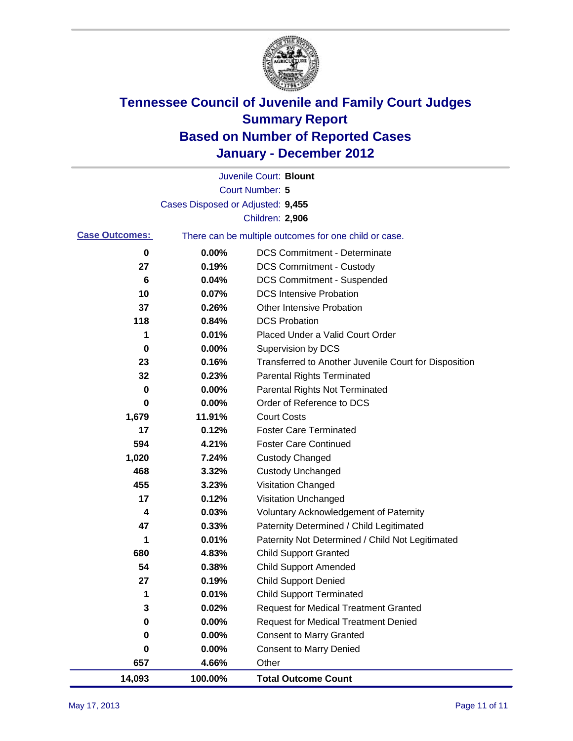# Tennessee Council of Juvenile and Family Court Judges
## Summary Report
## Based on Number of Reported Cases
## January - December 2012

Juvenile Court: **Blount**
Court Number: **5**
Cases Disposed or Adjusted: **9,455**
Children: **2,906**

**Case Outcomes:** There can be multiple outcomes for one child or case.

| | | |
|---|---|---|
| 0 | 0.00% | DCS Commitment - Determinate |
| 27 | 0.19% | DCS Commitment - Custody |
| 6 | 0.04% | DCS Commitment - Suspended |
| 10 | 0.07% | DCS Intensive Probation |
| 37 | 0.26% | Other Intensive Probation |
| 118 | 0.84% | DCS Probation |
| 1 | 0.01% | Placed Under a Valid Court Order |
| 0 | 0.00% | Supervision by DCS |
| 23 | 0.16% | Transferred to Another Juvenile Court for Disposition |
| 32 | 0.23% | Parental Rights Terminated |
| 0 | 0.00% | Parental Rights Not Terminated |
| 0 | 0.00% | Order of Reference to DCS |
| 1,679 | 11.91% | Court Costs |
| 17 | 0.12% | Foster Care Terminated |
| 594 | 4.21% | Foster Care Continued |
| 1,020 | 7.24% | Custody Changed |
| 468 | 3.32% | Custody Unchanged |
| 455 | 3.23% | Visitation Changed |
| 17 | 0.12% | Visitation Unchanged |
| 4 | 0.03% | Voluntary Acknowledgement of Paternity |
| 47 | 0.33% | Paternity Determined / Child Legitimated |
| 1 | 0.01% | Paternity Not Determined / Child Not Legitimated |
| 680 | 4.83% | Child Support Granted |
| 54 | 0.38% | Child Support Amended |
| 27 | 0.19% | Child Support Denied |
| 1 | 0.01% | Child Support Terminated |
| 3 | 0.02% | Request for Medical Treatment Granted |
| 0 | 0.00% | Request for Medical Treatment Denied |
| 0 | 0.00% | Consent to Marry Granted |
| 0 | 0.00% | Consent to Marry Denied |
| 657 | 4.66% | Other |
| **14,093** | **100.00%** | **Total Outcome Count** |